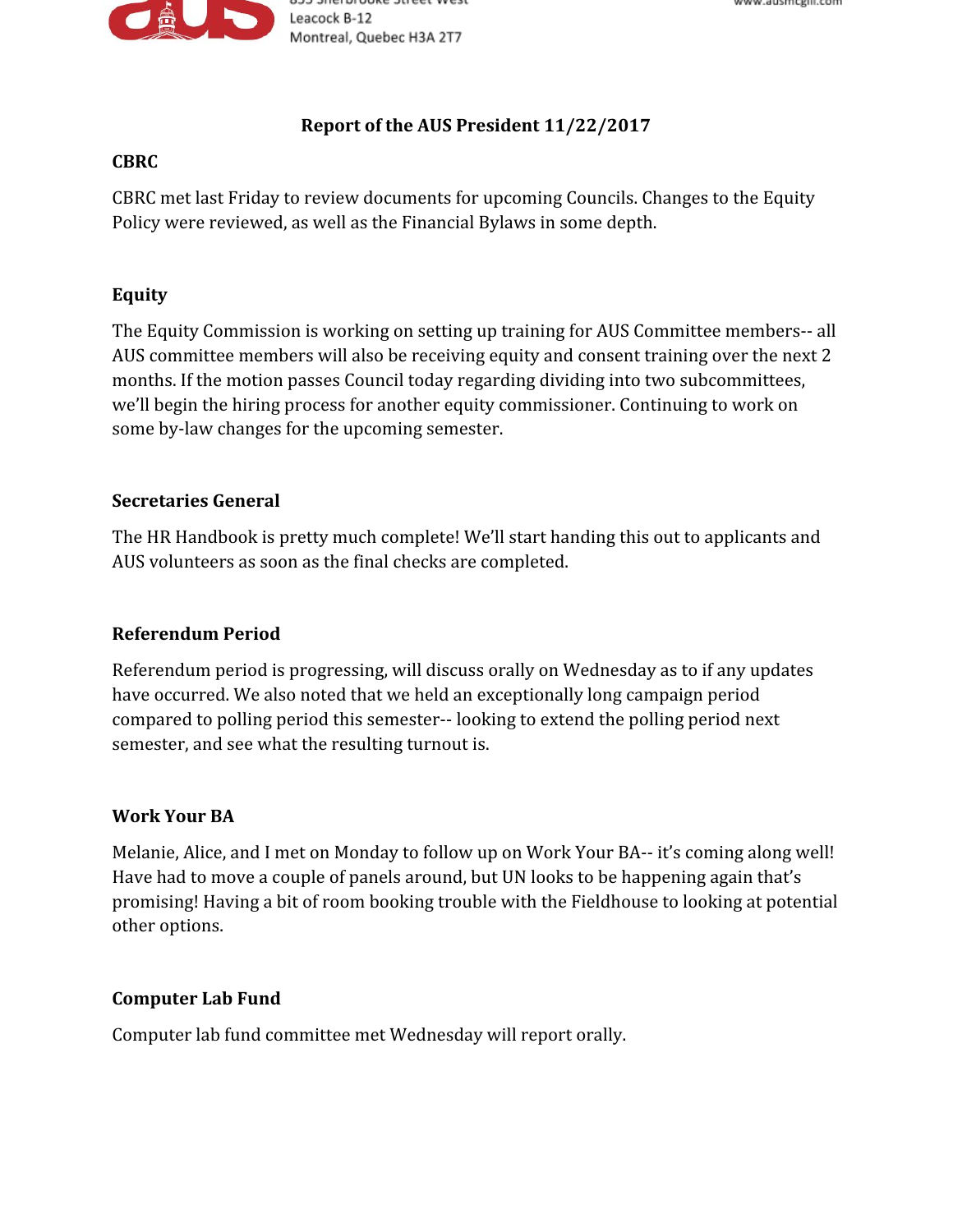# Report of the AUS President 11/22/2017

## CBRC

CBRC met last Friday to review documents for upcoming Councils. Changes to the Equity Policy were reviewed, as well as the Financial Bylaws in some depth.

## Equity

The Equity Commission is working on setting up training for AUS Committee members-- all AUS committee members will also be receiving equity and consent training over the next 2 months. If the motion passes Council today regarding dividing into two subcommittees, we'll begin the hiring process for another equity commissioner. Continuing to work on some by-law changes for the upcoming semester.

## Secretaries General

The HR Handbook is pretty much complete! We'll start handing this out to applicants and AUS volunteers as soon as the final checks are completed.

## Referendum Period

Referendum period is progressing, will discuss orally on Wednesday as to if any updates have occurred. We also noted that we held an exceptionally long campaign period compared to polling period this semester-- looking to extend the polling period next semester, and see what the resulting turnout is.

## Work Your BA

Melanie, Alice, and I met on Monday to follow up on Work Your BA-- it's coming along well! Have had to move a couple of panels around, but UN looks to be happening again that's promising! Having a bit of room booking trouble with the Fieldhouse to looking at potential other options.

## Computer Lab Fund

Computer lab fund committee met Wednesday will report orally.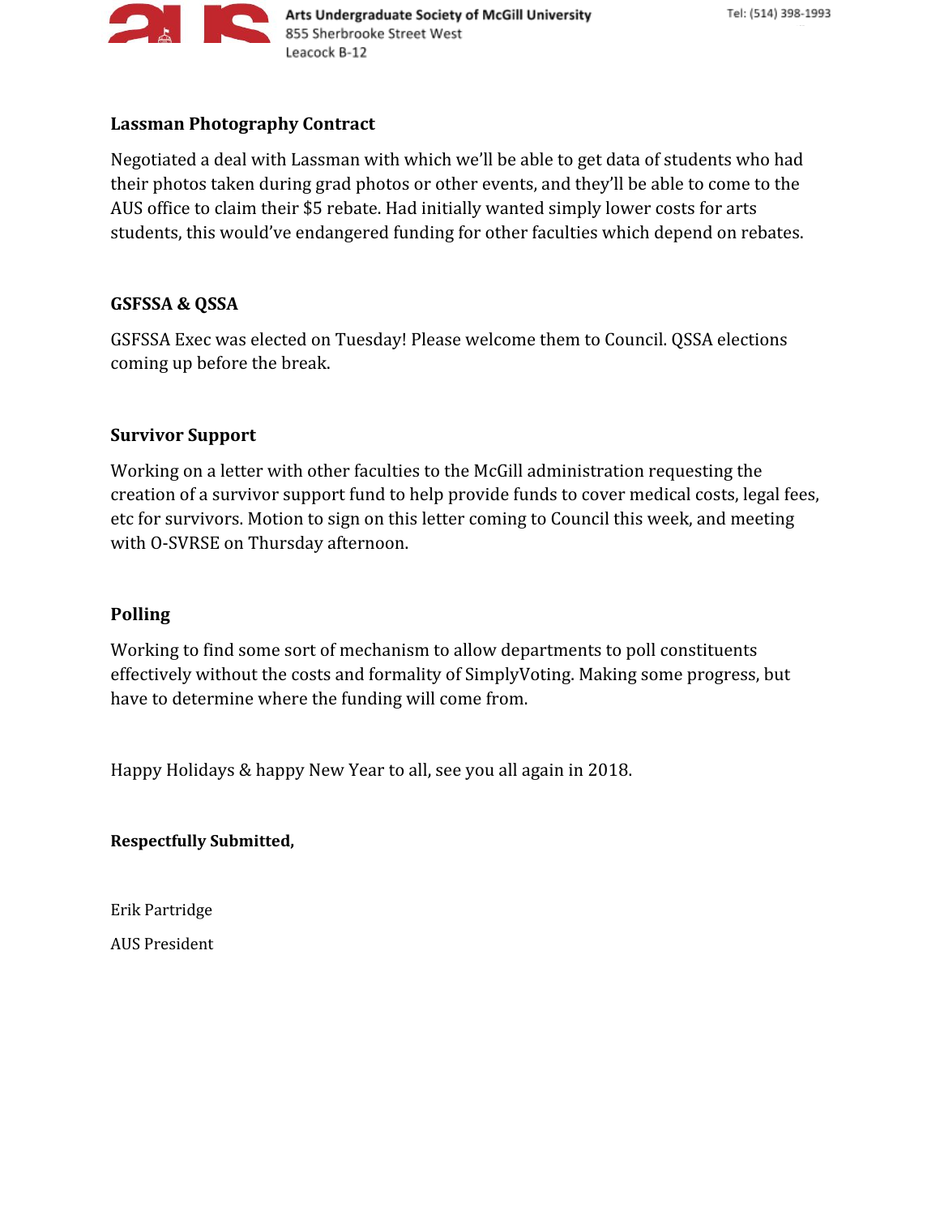### Lassman Photography Contract

Negotiated a deal with Lassman with which we'll be able to get data of students who had their photos taken during grad photos or other events, and they'll be able to come to the AUS office to claim their $5 rebate. Had initially wanted simply lower costs for arts students, this would've endangered funding for other faculties which depend on rebates.

### GSFSSA & QSSA

GSFSSA Exec was elected on Tuesday! Please welcome them to Council. QSSA elections coming up before the break.

### Survivor Support

Working on a letter with other faculties to the McGill administration requesting the creation of a survivor support fund to help provide funds to cover medical costs, legal fees, etc for survivors. Motion to sign on this letter coming to Council this week, and meeting with O-SVRSE on Thursday afternoon.

### Polling

Working to find some sort of mechanism to allow departments to poll constituents effectively without the costs and formality of SimplyVoting. Making some progress, but have to determine where the funding will come from.

Happy Holidays & happy New Year to all, see you all again in 2018.

**Respectfully Submitted,**

Erik Partridge

AUS President